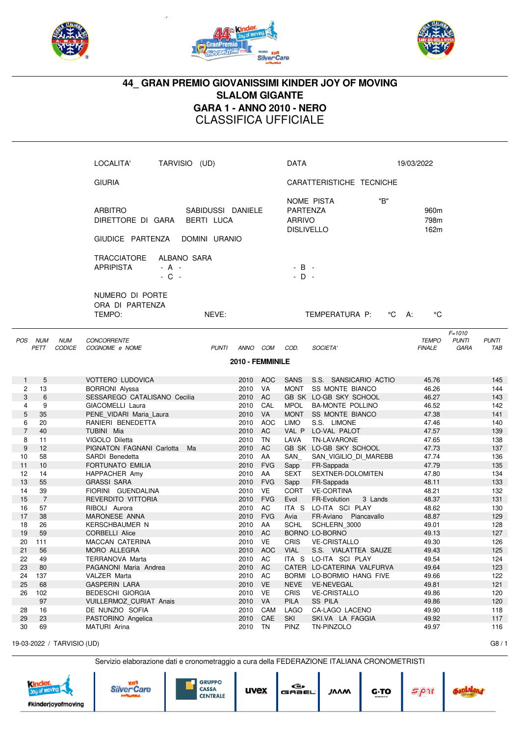# 44_ GRAN PREMIO GIOVANISSIMI KINDER JOY OF MOVING

## SLALOM GIGANTE

## GARA 1 - ANNO 2010 - NERO

## CLASSIFICA UFFICIALE

LOCALITA' TARVISIO (UD)

DATA 19/03/2022

GIURIA

CARATTERISTICHE TECNICHE

ARBITRO SABIDUSSI DANIELE
DIRETTORE DI GARA BERTI LUCA

GIUDICE PARTENZA DOMINI URANIO

TRACCIATORE ALBANO SARA
APRIPISTA - A - - B -
- C - - D -

NOME PISTA "B"
PARTENZA 960m
ARRIVO 798m
DISLIVELLO 162m

NUMERO DI PORTE
ORA DI PARTENZA
TEMPO: NEVE: TEMPERATURA P: °C A: °C

| POS | NUM PETT | NUM CODICE | CONCORRENTE COGNOME e NOME | PUNTI | ANNO | COM | COD. | SOCIETA' | TEMPO FINALE | F=1010 PUNTI GARA | PUNTI TAB |
|---|---|---|---|---|---|---|---|---|---|---|---|
| | | | **2010 - FEMMINILE** | | | | | | | | |
| 1 | 5 | | VOTTERO LUDOVICA | | 2010 | AOC | SANS | S.S. SANSICARIO ACTIO | 45.76 | | 145 |
| 2 | 13 | | BORRONI Alyssa | | 2010 | VA | MONT | SS MONTE BIANCO | 46.26 | | 144 |
| 3 | 6 | | SESSAREGO CATALISANO Cecilia | | 2010 | AC | GB SK | LO-GB SKY SCHOOL | 46.27 | | 143 |
| 4 | 9 | | GIACOMELLI Laura | | 2010 | CAL | MPOL | BA-MONTE POLLINO | 46.52 | | 142 |
| 5 | 35 | | PENE_VIDARI Maria_Laura | | 2010 | VA | MONT | SS MONTE BIANCO | 47.38 | | 141 |
| 6 | 20 | | RANIERI BENEDETTA | | 2010 | AOC | LIMO | S.S. LIMONE | 47.46 | | 140 |
| 7 | 40 | | TUBINI Mia | | 2010 | AC | VAL P | LO-VAL PALOT | 47.57 | | 139 |
| 8 | 11 | | VIGOLO Diletta | | 2010 | TN | LAVA | TN-LAVARONE | 47.65 | | 138 |
| 9 | 12 | | PIGNATON FAGNANI Carlotta Ma | | 2010 | AC | GB SK | LO-GB SKY SCHOOL | 47.73 | | 137 |
| 10 | 58 | | SARDI Benedetta | | 2010 | AA | SAN_ | SAN_VIGILIO_DI_MAREBB | 47.74 | | 136 |
| 11 | 10 | | FORTUNATO EMILIA | | 2010 | FVG | Sapp | FR-Sappada | 47.79 | | 135 |
| 12 | 14 | | HAPPACHER Amy | | 2010 | AA | SEXT | SEXTNER-DOLOMITEN | 47.80 | | 134 |
| 13 | 55 | | GRASSI SARA | | 2010 | FVG | Sapp | FR-Sappada | 48.11 | | 133 |
| 14 | 39 | | FIORINI GUENDALINA | | 2010 | VE | CORT | VE-CORTINA | 48.21 | | 132 |
| 15 | 7 | | REVERDITO VITTORIA | | 2010 | FVG | Evol | FR-Evolution 3 Lands | 48.37 | | 131 |
| 16 | 57 | | RIBOLI Aurora | | 2010 | AC | ITA S | LO-ITA SCI PLAY | 48.62 | | 130 |
| 17 | 38 | | MARONESE ANNA | | 2010 | FVG | Avia | FR-Aviano Piancavallo | 48.87 | | 129 |
| 18 | 26 | | KERSCHBAUMER N | | 2010 | AA | SCHL | SCHLERN_3000 | 49.01 | | 128 |
| 19 | 59 | | CORBELLI Alice | | 2010 | AC | BORNO | LO-BORNO | 49.13 | | 127 |
| 20 | 111 | | MACCAN CATERINA | | 2010 | VE | CRIS | VE-CRISTALLO | 49.30 | | 126 |
| 21 | 56 | | MORO ALLEGRA | | 2010 | AOC | VIAL | S.S. VIALATTEA SAUZE | 49.43 | | 125 |
| 22 | 49 | | TERRANOVA Marta | | 2010 | AC | ITA S | LO-ITA SCI PLAY | 49.54 | | 124 |
| 23 | 80 | | PAGANONI Maria Andrea | | 2010 | AC | CATER | LO-CATERINA VALFURVA | 49.64 | | 123 |
| 24 | 137 | | VALZER Marta | | 2010 | AC | BORMI | LO-BORMIO HANG FIVE | 49.66 | | 122 |
| 25 | 68 | | GASPERIN LARA | | 2010 | VE | NEVE | VE-NEVEGAL | 49.81 | | 121 |
| 26 | 102 | | BEDESCHI GIORGIA | | 2010 | VE | CRIS | VE-CRISTALLO | 49.86 | | 120 |
| | 97 | | VUILLERMOZ_CURIAT Anais | | 2010 | VA | PILA | SS PILA | 49.86 | | 120 |
| 28 | 16 | | DE NUNZIO SOFIA | | 2010 | CAM | LAGO | CA-LAGO LACENO | 49.90 | | 118 |
| 29 | 23 | | PASTORINO Angelica | | 2010 | CAE | SKI | SKI.VA LA FAGGIA | 49.92 | | 117 |
| 30 | 69 | | MATURI Arina | | 2010 | TN | PINZ | TN-PINZOLO | 49.97 | | 116 |

19-03-2022 / TARVISIO (UD)

Servizio elaborazione dati e cronometraggio a cura della FEDERAZIONE ITALIANA CRONOMETRISTI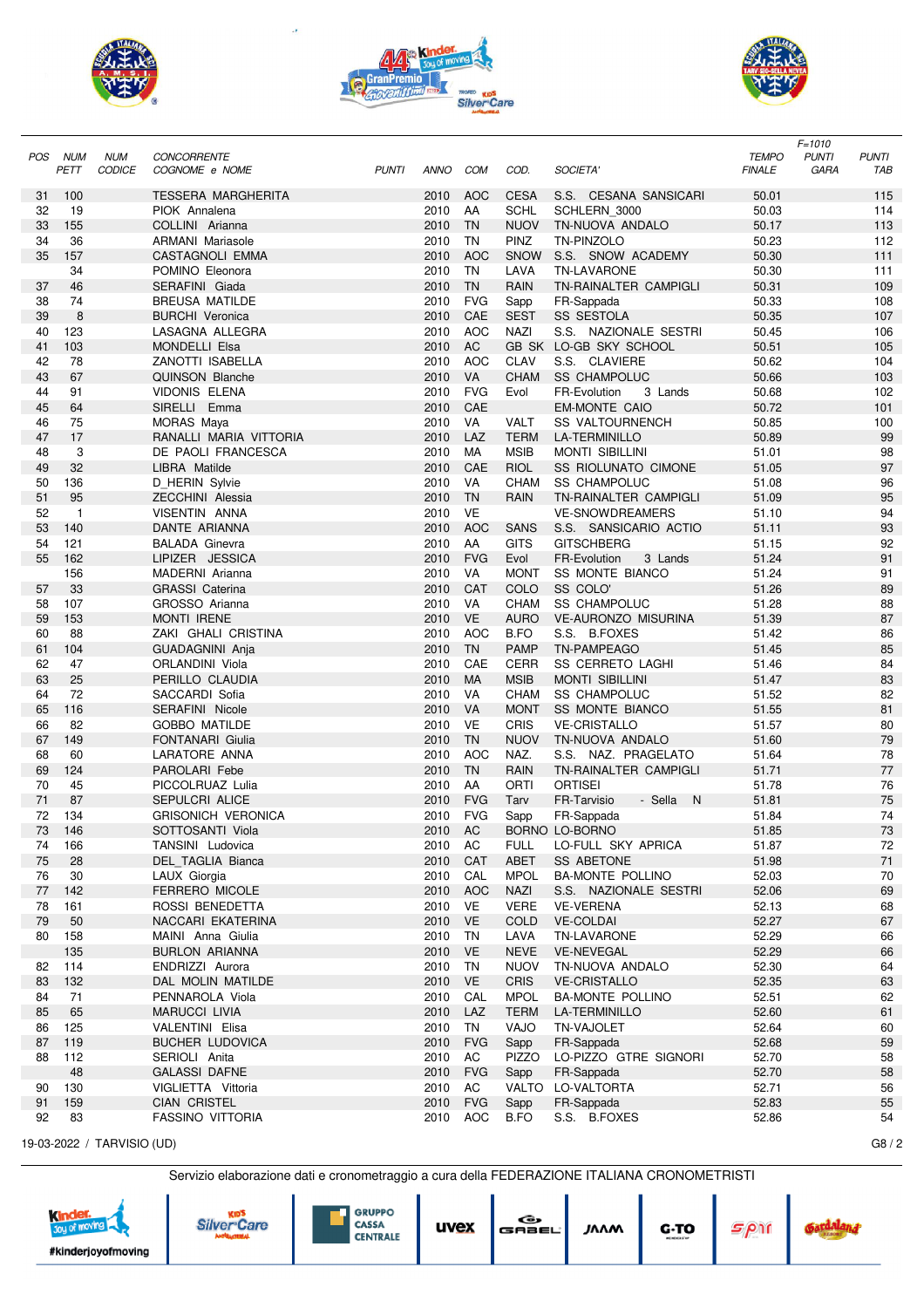| POS | NUM PETT | NUM CODICE | CONCORRENTE COGNOME e NOME | PUNTI | ANNO | COM | COD. | SOCIETA' | TEMPO FINALE | F=1010 PUNTI GARA | PUNTI TAB |
|---|---|---|---|---|---|---|---|---|---|---|---|
| 31 | 100 | | TESSERA MARGHERITA | | 2010 | AOC | CESA | S.S. CESANA SANSICARI | 50.01 | | 115 |
| 32 | 19 | | PIOK Annalena | | 2010 | AA | SCHL | SCHLERN_3000 | 50.03 | | 114 |
| 33 | 155 | | COLLINI Arianna | | 2010 | TN | NUOV | TN-NUOVA ANDALO | 50.17 | | 113 |
| 34 | 36 | | ARMANI Mariasole | | 2010 | TN | PINZ | TN-PINZOLO | 50.23 | | 112 |
| 35 | 157 | | CASTAGNOLI EMMA | | 2010 | AOC | SNOW | S.S. SNOW ACADEMY | 50.30 | | 111 |
| | 34 | | POMINO Eleonora | | 2010 | TN | LAVA | TN-LAVARONE | 50.30 | | 111 |
| 37 | 46 | | SERAFINI Giada | | 2010 | TN | RAIN | TN-RAINALTER CAMPIGLI | 50.31 | | 109 |
| 38 | 74 | | BREUSA MATILDE | | 2010 | FVG | Sapp | FR-Sappada | 50.33 | | 108 |
| 39 | 8 | | BURCHI Veronica | | 2010 | CAE | SEST | SS SESTOLA | 50.35 | | 107 |
| 40 | 123 | | LASAGNA ALLEGRA | | 2010 | AOC | NAZI | S.S. NAZIONALE SESTRI | 50.45 | | 106 |
| 41 | 103 | | MONDELLI Elsa | | 2010 | AC | GB SK | LO-GB SKY SCHOOL | 50.51 | | 105 |
| 42 | 78 | | ZANOTTI ISABELLA | | 2010 | AOC | CLAV | S.S. CLAVIERE | 50.62 | | 104 |
| 43 | 67 | | QUINSON Blanche | | 2010 | VA | CHAM | SS CHAMPOLUC | 50.66 | | 103 |
| 44 | 91 | | VIDONIS ELENA | | 2010 | FVG | Evol | FR-Evolution 3 Lands | 50.68 | | 102 |
| 45 | 64 | | SIRELLI Emma | | 2010 | CAE | | EM-MONTE CAIO | 50.72 | | 101 |
| 46 | 75 | | MORAS Maya | | 2010 | VA | VALT | SS VALTOURNENCH | 50.85 | | 100 |
| 47 | 17 | | RANALLI MARIA VITTORIA | | 2010 | LAZ | TERM | LA-TERMINILLO | 50.89 | | 99 |
| 48 | 3 | | DE PAOLI FRANCESCA | | 2010 | MA | MSIB | MONTI SIBILLINI | 51.01 | | 98 |
| 49 | 32 | | LIBRA Matilde | | 2010 | CAE | RIOL | SS RIOLUNATO CIMONE | 51.05 | | 97 |
| 50 | 136 | | D_HERIN Sylvie | | 2010 | VA | CHAM | SS CHAMPOLUC | 51.08 | | 96 |
| 51 | 95 | | ZECCHINI Alessia | | 2010 | TN | RAIN | TN-RAINALTER CAMPIGLI | 51.09 | | 95 |
| 52 | 1 | | VISENTIN ANNA | | 2010 | VE | | VE-SNOWDREAMERS | 51.10 | | 94 |
| 53 | 140 | | DANTE ARIANNA | | 2010 | AOC | SANS | S.S. SANSICARIO ACTIO | 51.11 | | 93 |
| 54 | 121 | | BALADA Ginevra | | 2010 | AA | GITS | GITSCHBERG | 51.15 | | 92 |
| 55 | 162 | | LIPIZER JESSICA | | 2010 | FVG | Evol | FR-Evolution 3 Lands | 51.24 | | 91 |
| | 156 | | MADERNI Arianna | | 2010 | VA | MONT | SS MONTE BIANCO | 51.24 | | 91 |
| 57 | 33 | | GRASSI Caterina | | 2010 | CAT | COLO | SS COLO' | 51.26 | | 89 |
| 58 | 107 | | GROSSO Arianna | | 2010 | VA | CHAM | SS CHAMPOLUC | 51.28 | | 88 |
| 59 | 153 | | MONTI IRENE | | 2010 | VE | AURO | VE-AURONZO MISURINA | 51.39 | | 87 |
| 60 | 88 | | ZAKI GHALI CRISTINA | | 2010 | AOC | B.FO | S.S. B.FOXES | 51.42 | | 86 |
| 61 | 104 | | GUADAGNINI Anja | | 2010 | TN | PAMP | TN-PAMPEAGO | 51.45 | | 85 |
| 62 | 47 | | ORLANDINI Viola | | 2010 | CAE | CERR | SS CERRETO LAGHI | 51.46 | | 84 |
| 63 | 25 | | PERILLO CLAUDIA | | 2010 | MA | MSIB | MONTI SIBILLINI | 51.47 | | 83 |
| 64 | 72 | | SACCARDI Sofia | | 2010 | VA | CHAM | SS CHAMPOLUC | 51.52 | | 82 |
| 65 | 116 | | SERAFINI Nicole | | 2010 | VA | MONT | SS MONTE BIANCO | 51.55 | | 81 |
| 66 | 82 | | GOBBO MATILDE | | 2010 | VE | CRIS | VE-CRISTALLO | 51.57 | | 80 |
| 67 | 149 | | FONTANARI Giulia | | 2010 | TN | NUOV | TN-NUOVA ANDALO | 51.60 | | 79 |
| 68 | 60 | | LARATORE ANNA | | 2010 | AOC | NAZ. | S.S. NAZ. PRAGELATO | 51.64 | | 78 |
| 69 | 124 | | PAROLARI Febe | | 2010 | TN | RAIN | TN-RAINALTER CAMPIGLI | 51.71 | | 77 |
| 70 | 45 | | PICCOLRUAZ Lulia | | 2010 | AA | ORTI | ORTISEI | 51.78 | | 76 |
| 71 | 87 | | SEPULCRI ALICE | | 2010 | FVG | Tarv | FR-Tarvisio - Sella N | 51.81 | | 75 |
| 72 | 134 | | GRISONICH VERONICA | | 2010 | FVG | Sapp | FR-Sappada | 51.84 | | 74 |
| 73 | 146 | | SOTTOSANTI Viola | | 2010 | AC | BORNO | LO-BORNO | 51.85 | | 73 |
| 74 | 166 | | TANSINI Ludovica | | 2010 | AC | FULL | LO-FULL SKY APRICA | 51.87 | | 72 |
| 75 | 28 | | DEL_TAGLIA Bianca | | 2010 | CAT | ABET | SS ABETONE | 51.98 | | 71 |
| 76 | 30 | | LAUX Giorgia | | 2010 | CAL | MPOL | BA-MONTE POLLINO | 52.03 | | 70 |
| 77 | 142 | | FERRERO MICOLE | | 2010 | AOC | NAZI | S.S. NAZIONALE SESTRI | 52.06 | | 69 |
| 78 | 161 | | ROSSI BENEDETTA | | 2010 | VE | VERE | VE-VERENA | 52.13 | | 68 |
| 79 | 50 | | NACCARI EKATERINA | | 2010 | VE | COLD | VE-COLDAI | 52.27 | | 67 |
| 80 | 158 | | MAINI Anna Giulia | | 2010 | TN | LAVA | TN-LAVARONE | 52.29 | | 66 |
| | 135 | | BURLON ARIANNA | | 2010 | VE | NEVE | VE-NEVEGAL | 52.29 | | 66 |
| 82 | 114 | | ENDRIZZI Aurora | | 2010 | TN | NUOV | TN-NUOVA ANDALO | 52.30 | | 64 |
| 83 | 132 | | DAL MOLIN MATILDE | | 2010 | VE | CRIS | VE-CRISTALLO | 52.35 | | 63 |
| 84 | 71 | | PENNAROLA Viola | | 2010 | CAL | MPOL | BA-MONTE POLLINO | 52.51 | | 62 |
| 85 | 65 | | MARUCCI LIVIA | | 2010 | LAZ | TERM | LA-TERMINILLO | 52.60 | | 61 |
| 86 | 125 | | VALENTINI Elisa | | 2010 | TN | VAJO | TN-VAJOLET | 52.64 | | 60 |
| 87 | 119 | | BUCHER LUDOVICA | | 2010 | FVG | Sapp | FR-Sappada | 52.68 | | 59 |
| 88 | 112 | | SERIOLI Anita | | 2010 | AC | PIZZO | LO-PIZZO GTRE SIGNORI | 52.70 | | 58 |
| | 48 | | GALASSI DAFNE | | 2010 | FVG | Sapp | FR-Sappada | 52.70 | | 58 |
| 90 | 130 | | VIGLIETTA Vittoria | | 2010 | AC | VALTO | LO-VALTORTA | 52.71 | | 56 |
| 91 | 159 | | CIAN CRISTEL | | 2010 | FVG | Sapp | FR-Sappada | 52.83 | | 55 |
| 92 | 83 | | FASSINO VITTORIA | | 2010 | AOC | B.FO | S.S. B.FOXES | 52.86 | | 54 |

19-03-2022 / TARVISIO (UD)

G8 / 2

Servizio elaborazione dati e cronometraggio a cura della FEDERAZIONE ITALIANA CRONOMETRISTI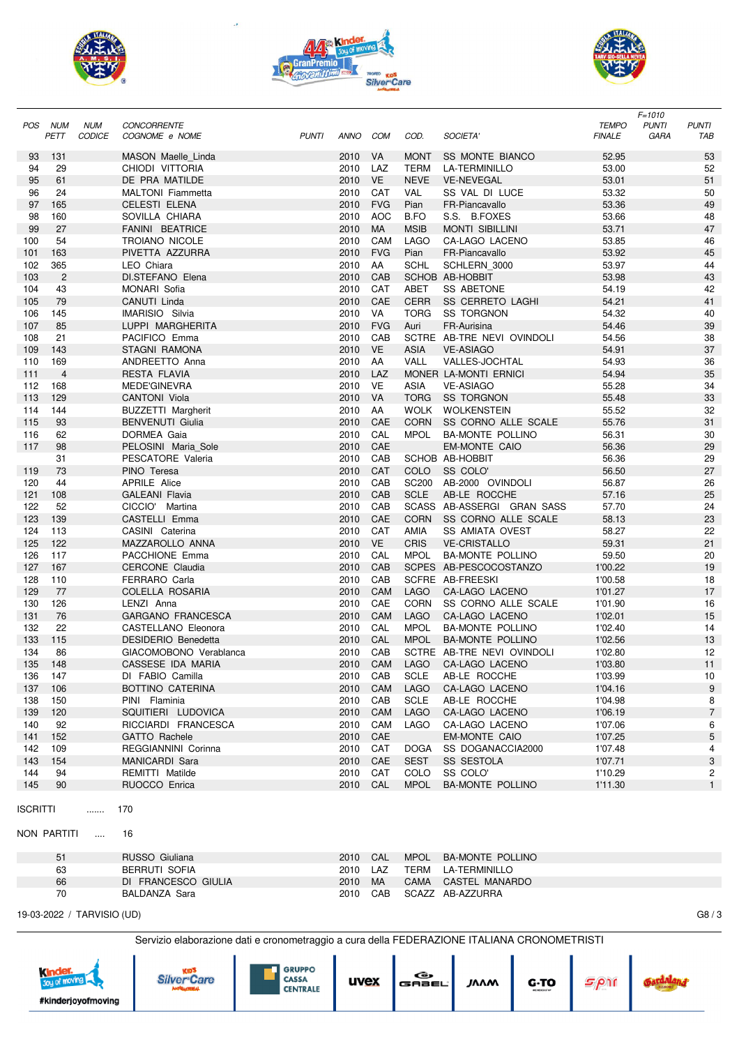| POS | NUM PETT | NUM CODICE | CONCORRENTE COGNOME e NOME | PUNTI | ANNO | COM | COD. | SOCIETA' | TEMPO FINALE | F=1010 PUNTI GARA | PUNTI TAB |
|---|---|---|---|---|---|---|---|---|---|---|---|
| 93 | 131 | | MASON Maelle_Linda | | 2010 | VA | MONT | SS MONTE BIANCO | 52.95 | | 53 |
| 94 | 29 | | CHIODI VITTORIA | | 2010 | LAZ | TERM | LA-TERMINILLO | 53.00 | | 52 |
| 95 | 61 | | DE PRA MATILDE | | 2010 | VE | NEVE | VE-NEVEGAL | 53.01 | | 51 |
| 96 | 24 | | MALTONI Fiammetta | | 2010 | CAT | VAL | SS VAL DI LUCE | 53.32 | | 50 |
| 97 | 165 | | CELESTI ELENA | | 2010 | FVG | Pian | FR-Piancavallo | 53.36 | | 49 |
| 98 | 160 | | SOVILLA CHIARA | | 2010 | AOC | B.FO | S.S. B.FOXES | 53.66 | | 48 |
| 99 | 27 | | FANINI BEATRICE | | 2010 | MA | MSIB | MONTI SIBILLINI | 53.71 | | 47 |
| 100 | 54 | | TROIANO NICOLE | | 2010 | CAM | LAGO | CA-LAGO LACENO | 53.85 | | 46 |
| 101 | 163 | | PIVETTA AZZURRA | | 2010 | FVG | Pian | FR-Piancavallo | 53.92 | | 45 |
| 102 | 365 | | LEO Chiara | | 2010 | AA | SCHL | SCHLERN_3000 | 53.97 | | 44 |
| 103 | 2 | | DI.STEFANO Elena | | 2010 | CAB | SCHOB | AB-HOBBIT | 53.98 | | 43 |
| 104 | 43 | | MONARI Sofia | | 2010 | CAT | ABET | SS ABETONE | 54.19 | | 42 |
| 105 | 79 | | CANUTI Linda | | 2010 | CAE | CERR | SS CERRETO LAGHI | 54.21 | | 41 |
| 106 | 145 | | IMARISIO Silvia | | 2010 | VA | TORG | SS TORGNON | 54.32 | | 40 |
| 107 | 85 | | LUPPI MARGHERITA | | 2010 | FVG | Auri | FR-Aurisina | 54.46 | | 39 |
| 108 | 21 | | PACIFICO Emma | | 2010 | CAB | SCTRE | AB-TRE NEVI OVINDOLI | 54.56 | | 38 |
| 109 | 143 | | STAGNI RAMONA | | 2010 | VE | ASIA | VE-ASIAGO | 54.91 | | 37 |
| 110 | 169 | | ANDREETTO Anna | | 2010 | AA | VALL | VALLES-JOCHTAL | 54.93 | | 36 |
| 111 | 4 | | RESTA FLAVIA | | 2010 | LAZ | MONER | LA-MONTI ERNICI | 54.94 | | 35 |
| 112 | 168 | | MEDE'GINEVRA | | 2010 | VE | ASIA | VE-ASIAGO | 55.28 | | 34 |
| 113 | 129 | | CANTONI Viola | | 2010 | VA | TORG | SS TORGNON | 55.48 | | 33 |
| 114 | 144 | | BUZZETTI Margherit | | 2010 | AA | WOLK | WOLKENSTEIN | 55.52 | | 32 |
| 115 | 93 | | BENVENUTI Giulia | | 2010 | CAE | CORN | SS CORNO ALLE SCALE | 55.76 | | 31 |
| 116 | 62 | | DORMEA Gaia | | 2010 | CAL | MPOL | BA-MONTE POLLINO | 56.31 | | 30 |
| 117 | 98 | | PELOSINI Maria_Sole | | 2010 | CAE | | EM-MONTE CAIO | 56.36 | | 29 |
| | 31 | | PESCATORE Valeria | | 2010 | CAB | SCHOB | AB-HOBBIT | 56.36 | | 29 |
| 119 | 73 | | PINO Teresa | | 2010 | CAT | COLO | SS COLO' | 56.50 | | 27 |
| 120 | 44 | | APRILE Alice | | 2010 | CAB | SC200 | AB-2000 OVINDOLI | 56.87 | | 26 |
| 121 | 108 | | GALEANI Flavia | | 2010 | CAB | SCLE | AB-LE ROCCHE | 57.16 | | 25 |
| 122 | 52 | | CICCIO' Martina | | 2010 | CAB | SCASS | AB-ASSERGI GRAN SASS | 57.70 | | 24 |
| 123 | 139 | | CASTELLI Emma | | 2010 | CAE | CORN | SS CORNO ALLE SCALE | 58.13 | | 23 |
| 124 | 113 | | CASINI Caterina | | 2010 | CAT | AMIA | SS AMIATA OVEST | 58.27 | | 22 |
| 125 | 122 | | MAZZAROLLO ANNA | | 2010 | VE | CRIS | VE-CRISTALLO | 59.31 | | 21 |
| 126 | 117 | | PACCHIONE Emma | | 2010 | CAL | MPOL | BA-MONTE POLLINO | 59.50 | | 20 |
| 127 | 167 | | CERCONE Claudia | | 2010 | CAB | SCPES | AB-PESCOCOSTANZO | 1'00.22 | | 19 |
| 128 | 110 | | FERRARO Carla | | 2010 | CAB | SCFRE | AB-FREESKI | 1'00.58 | | 18 |
| 129 | 77 | | COLELLA ROSARIA | | 2010 | CAM | LAGO | CA-LAGO LACENO | 1'01.27 | | 17 |
| 130 | 126 | | LENZI Anna | | 2010 | CAE | CORN | SS CORNO ALLE SCALE | 1'01.90 | | 16 |
| 131 | 76 | | GARGANO FRANCESCA | | 2010 | CAM | LAGO | CA-LAGO LACENO | 1'02.01 | | 15 |
| 132 | 22 | | CASTELLANO Eleonora | | 2010 | CAL | MPOL | BA-MONTE POLLINO | 1'02.40 | | 14 |
| 133 | 115 | | DESIDERIO Benedetta | | 2010 | CAL | MPOL | BA-MONTE POLLINO | 1'02.56 | | 13 |
| 134 | 86 | | GIACOMOBONO Verablanca | | 2010 | CAB | SCTRE | AB-TRE NEVI OVINDOLI | 1'02.80 | | 12 |
| 135 | 148 | | CASSESE IDA MARIA | | 2010 | CAM | LAGO | CA-LAGO LACENO | 1'03.80 | | 11 |
| 136 | 147 | | DI FABIO Camilla | | 2010 | CAB | SCLE | AB-LE ROCCHE | 1'03.99 | | 10 |
| 137 | 106 | | BOTTINO CATERINA | | 2010 | CAM | LAGO | CA-LAGO LACENO | 1'04.16 | | 9 |
| 138 | 150 | | PINI Flaminia | | 2010 | CAB | SCLE | AB-LE ROCCHE | 1'04.98 | | 8 |
| 139 | 120 | | SQUITIERI LUDOVICA | | 2010 | CAM | LAGO | CA-LAGO LACENO | 1'06.19 | | 7 |
| 140 | 92 | | RICCIARDI FRANCESCA | | 2010 | CAM | LAGO | CA-LAGO LACENO | 1'07.06 | | 6 |
| 141 | 152 | | GATTO Rachele | | 2010 | CAE | | EM-MONTE CAIO | 1'07.25 | | 5 |
| 142 | 109 | | REGGIANNINI Corinna | | 2010 | CAT | DOGA | SS DOGANACCIA2000 | 1'07.48 | | 4 |
| 143 | 154 | | MANICARDI Sara | | 2010 | CAE | SEST | SS SESTOLA | 1'07.71 | | 3 |
| 144 | 94 | | REMITTI Matilde | | 2010 | CAT | COLO | SS COLO' | 1'10.29 | | 2 |
| 145 | 90 | | RUOCCO Enrica | | 2010 | CAL | MPOL | BA-MONTE POLLINO | 1'11.30 | | 1 |

ISCRITTI ....... 170

NON PARTITI .... 16

| NUM PETT | CONCORRENTE | ANNO | COM | COD. | SOCIETA' |
|---|---|---|---|---|---|
| 51 | RUSSO Giuliana | 2010 | CAL | MPOL | BA-MONTE POLLINO |
| 63 | BERRUTI SOFIA | 2010 | LAZ | TERM | LA-TERMINILLO |
| 66 | DI FRANCESCO GIULIA | 2010 | MA | CAMA | CASTEL MANARDO |
| 70 | BALDANZA Sara | 2010 | CAB | SCAZZ | AB-AZZURRA |

19-03-2022 / TARVISIO (UD)

G8 / 3

Servizio elaborazione dati e cronometraggio a cura della FEDERAZIONE ITALIANA CRONOMETRISTI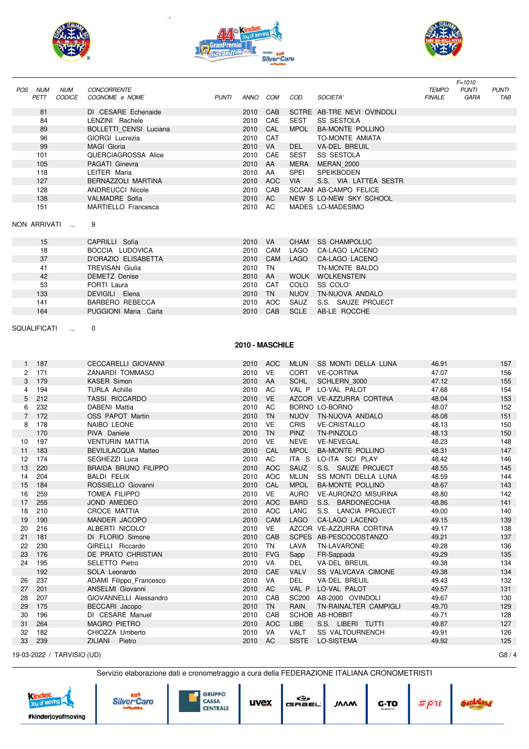| POS | NUM PETT | NUM CODICE | CONCORRENTE COGNOME e NOME | PUNTI | ANNO | COM | COD. | SOCIETA' | TEMPO FINALE | F=1010 PUNTI GARA | PUNTI TAB |
|---|---|---|---|---|---|---|---|---|---|---|---|
| | 81 | | DI CESARE Echenaide | | 2010 | CAB | SCTRE | AB-TRE NEVI OVINDOLI | | | |
| | 84 | | LENZINI Rachele | | 2010 | CAE | SEST | SS SESTOLA | | | |
| | 89 | | BOLLETTI_CENSI Luciana | | 2010 | CAL | MPOL | BA-MONTE POLLINO | | | |
| | 96 | | GIORGI Lucrezia | | 2010 | CAT | | TO-MONTE AMIATA | | | |
| | 99 | | MAGI Gloria | | 2010 | VA | DEL | VA-DEL BREUIL | | | |
| | 101 | | QUERCIAGROSSA Alice | | 2010 | CAE | SEST | SS SESTOLA | | | |
| | 105 | | PAGATI Ginevra | | 2010 | AA | MERA | MERAN_2000 | | | |
| | 118 | | LEITER Maria | | 2010 | AA | SPEI | SPEIKBODEN | | | |
| | 127 | | BERNAZZOLI MARTINA | | 2010 | AOC | VIA | S.S. VIA LATTEA SESTR | | | |
| | 128 | | ANDREUCCI Nicole | | 2010 | CAB | SCCAM | AB-CAMPO FELICE | | | |
| | 138 | | VALMADRE Sofia | | 2010 | AC | NEW S | LO-NEW SKY SCHOOL | | | |
| | 151 | | MARTIELLO Francesca | | 2010 | AC | MADES | LO-MADESIMO | | | |

NON ARRIVATI ... 9

| NUM PETT | COGNOME e NOME | ANNO | COM | COD. | SOCIETA' |
|---|---|---|---|---|---|
| 15 | CAPRILLI Sofia | 2010 | VA | CHAM | SS CHAMPOLUC |
| 18 | BOCCIA LUDOVICA | 2010 | CAM | LAGO | CA-LAGO LACENO |
| 37 | D'ORAZIO ELISABETTA | 2010 | CAM | LAGO | CA-LAGO LACENO |
| 41 | TREVISAN Giulia | 2010 | TN | | TN-MONTE BALDO |
| 42 | DEMETZ Denise | 2010 | AA | WOLK | WOLKENSTEIN |
| 53 | FORTI Laura | 2010 | CAT | COLO | SS COLO' |
| 133 | DEVIGILI Elena | 2010 | TN | NUOV | TN-NUOVA ANDALO |
| 141 | BARBERO REBECCA | 2010 | AOC | SAUZ | S.S. SAUZE PROJECT |
| 164 | PUGGIONI Maria Carla | 2010 | CAB | SCLE | AB-LE ROCCHE |

SQUALIFICATI ... 0

## 2010 - MASCHILE

| POS | NUM PETT | NUM CODICE | COGNOME e NOME | PUNTI | ANNO | COM | COD. | SOCIETA' | TEMPO FINALE | PUNTI GARA | PUNTI TAB |
|---|---|---|---|---|---|---|---|---|---|---|---|
| 1 | 187 | | CECCARELLI GIOVANNI | | 2010 | AOC | MLUN | SS MONTI DELLA LUNA | 46.91 | | 157 |
| 2 | 171 | | ZANARDI TOMMASO | | 2010 | VE | CORT | VE-CORTINA | 47.07 | | 156 |
| 3 | 179 | | KASER Simon | | 2010 | AA | SCHL | SCHLERN_3000 | 47.12 | | 155 |
| 4 | 194 | | TURLA Achille | | 2010 | AC | VAL P | LO-VAL PALOT | 47.68 | | 154 |
| 5 | 212 | | TASSI RICCARDO | | 2010 | VE | AZCOR | VE-AZZURRA CORTINA | 48.04 | | 153 |
| 6 | 232 | | DABENI Mattia | | 2010 | AC | BORNO | LO-BORNO | 48.07 | | 152 |
| 7 | 172 | | OSS PAPOT Martin | | 2010 | TN | NUOV | TN-NUOVA ANDALO | 48.08 | | 151 |
| 8 | 178 | | NAIBO LEONE | | 2010 | VE | CRIS | VE-CRISTALLO | 48.13 | | 150 |
| | 170 | | PIVA Daniele | | 2010 | TN | PINZ | TN-PINZOLO | 48.13 | | 150 |
| 10 | 197 | | VENTURIN MATTIA | | 2010 | VE | NEVE | VE-NEVEGAL | 48.23 | | 148 |
| 11 | 183 | | BEVILILACQUA Matteo | | 2010 | CAL | MPOL | BA-MONTE POLLINO | 48.31 | | 147 |
| 12 | 174 | | SEGHEZZI Luca | | 2010 | AC | ITA S | LO-ITA SCI PLAY | 48.42 | | 146 |
| 13 | 220 | | BRAIDA BRUNO FILIPPO | | 2010 | AOC | SAUZ | S.S. SAUZE PROJECT | 48.55 | | 145 |
| 14 | 204 | | BALDI FELIX | | 2010 | AOC | MLUN | SS MONTI DELLA LUNA | 48.59 | | 144 |
| 15 | 184 | | ROSSIELLO Giovanni | | 2010 | CAL | MPOL | BA-MONTE POLLINO | 48.67 | | 143 |
| 16 | 259 | | TOMEA FILIPPO | | 2010 | VE | AURO | VE-AURONZO MISURINA | 48.80 | | 142 |
| 17 | 255 | | JOND AMEDEO | | 2010 | AOC | BARD | S.S. BARDONECCHIA | 48.86 | | 141 |
| 18 | 210 | | CROCE MATTIA | | 2010 | AOC | LANC | S.S. LANCIA PROJECT | 49.00 | | 140 |
| 19 | 190 | | MANDER JACOPO | | 2010 | CAM | LAGO | CA-LAGO LACENO | 49.15 | | 139 |
| 20 | 216 | | ALBERTI NICOLO' | | 2010 | VE | AZCOR | VE-AZZURRA CORTINA | 49.17 | | 138 |
| 21 | 181 | | DI FLORIO Simone | | 2010 | CAB | SCPES | AB-PESCOCOSTANZO | 49.21 | | 137 |
| 22 | 230 | | GIRELLI Riccardo | | 2010 | TN | LAVA | TN-LAVARONE | 49.28 | | 136 |
| 23 | 176 | | DE PRATO CHRISTIAN | | 2010 | FVG | Sapp | FR-Sappada | 49.29 | | 135 |
| 24 | 195 | | SELETTO Pietro | | 2010 | VA | DEL | VA-DEL BREUIL | 49.38 | | 134 |
| | 192 | | SOLA Leonardo | | 2010 | CAE | VALV | SS VALVCAVA CIMONE | 49.38 | | 134 |
| 26 | 237 | | ADAMI Filippo_Francesco | | 2010 | VA | DEL | VA-DEL BREUIL | 49.43 | | 132 |
| 27 | 201 | | ANSELMI Giovanni | | 2010 | AC | VAL P | LO-VAL PALOT | 49.57 | | 131 |
| 28 | 207 | | GIOVANNELLI Alessandro | | 2010 | CAB | SC200 | AB-2000 OVINDOLI | 49.67 | | 130 |
| 29 | 175 | | BECCARI Jacopo | | 2010 | TN | RAIN | TN-RAINALTER CAMPIGLI | 49.70 | | 129 |
| 30 | 196 | | DI CESARE Manuel | | 2010 | CAB | SCHOB | AB-HOBBIT | 49.71 | | 128 |
| 31 | 264 | | MAGRO PIETRO | | 2010 | AOC | LIBE | S.S. LIBERI TUTTI | 49.87 | | 127 |
| 32 | 182 | | CHIOZZA Umberto | | 2010 | VA | VALT | SS VALTOURNENCH | 49.91 | | 126 |
| 33 | 239 | | ZILIANI Pietro | | 2010 | AC | SISTE | LO-SISTEMA | 49.92 | | 125 |

19-03-2022 / TARVISIO (UD)

Servizio elaborazione dati e cronometraggio a cura della FEDERAZIONE ITALIANA CRONOMETRISTI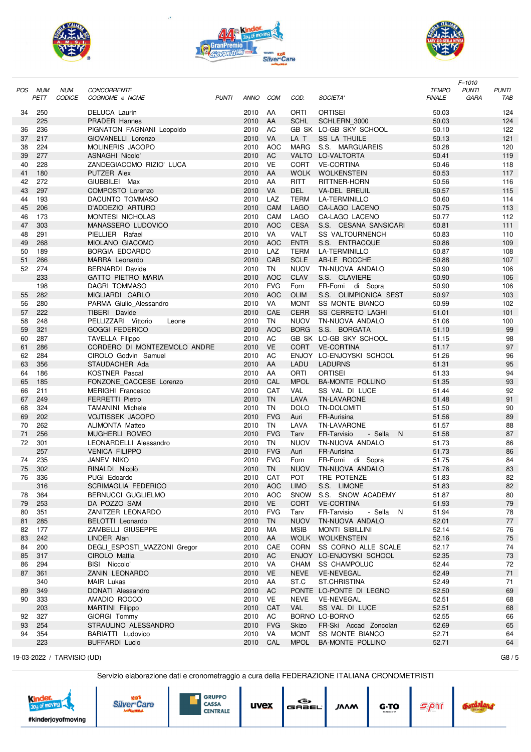| POS | NUM PETT | NUM CODICE | CONCORRENTE COGNOME e NOME | PUNTI | ANNO | COM | COD. | SOCIETA' | TEMPO FINALE | F=1010 PUNTI GARA | PUNTI TAB |
|---|---|---|---|---|---|---|---|---|---|---|---|
| 34 | 250 | | DELUCA Laurin | | 2010 | AA | ORTI | ORTISEI | 50.03 | | 124 |
| | 225 | | PRADER Hannes | | 2010 | AA | SCHL | SCHLERN_3000 | 50.03 | | 124 |
| 36 | 236 | | PIGNATON FAGNANI Leopoldo | | 2010 | AC | GB SK | LO-GB SKY SCHOOL | 50.10 | | 122 |
| 37 | 217 | | GIOVANELLI Lorenzo | | 2010 | VA | LA T | SS LA THUILE | 50.13 | | 121 |
| 38 | 224 | | MOLINERIS JACOPO | | 2010 | AOC | MARG | S.S. MARGUAREIS | 50.28 | | 120 |
| 39 | 277 | | ASNAGHI Nicolo' | | 2010 | AC | VALTO | LO-VALTORTA | 50.41 | | 119 |
| 40 | 228 | | ZANDEGIACOMO RIZIO' LUCA | | 2010 | VE | CORT | VE-CORTINA | 50.46 | | 118 |
| 41 | 180 | | PUTZER Alex | | 2010 | AA | WOLK | WOLKENSTEIN | 50.53 | | 117 |
| 42 | 272 | | GIUBBILEI Max | | 2010 | AA | RITT | RITTNER-HORN | 50.56 | | 116 |
| 43 | 297 | | COMPOSTO Lorenzo | | 2010 | VA | DEL | VA-DEL BREUIL | 50.57 | | 115 |
| 44 | 193 | | DACUNTO TOMMASO | | 2010 | LAZ | TERM | LA-TERMINILLO | 50.60 | | 114 |
| 45 | 206 | | D'ADDEZIO ARTURO | | 2010 | CAM | LAGO | CA-LAGO LACENO | 50.75 | | 113 |
| 46 | 173 | | MONTESI NICHOLAS | | 2010 | CAM | LAGO | CA-LAGO LACENO | 50.77 | | 112 |
| 47 | 303 | | MANASSERO LUDOVICO | | 2010 | AOC | CESA | S.S. CESANA SANSICARI | 50.81 | | 111 |
| 48 | 291 | | PIELLIER Rafael | | 2010 | VA | VALT | SS VALTOURNENCH | 50.83 | | 110 |
| 49 | 268 | | MIOLANO GIACOMO | | 2010 | AOC | ENTR | S.S. ENTRACQUE | 50.86 | | 109 |
| 50 | 189 | | BORGIA EDOARDO | | 2010 | LAZ | TERM | LA-TERMINILLO | 50.87 | | 108 |
| 51 | 266 | | MARRA Leonardo | | 2010 | CAB | SCLE | AB-LE ROCCHE | 50.88 | | 107 |
| 52 | 274 | | BERNARDI Davide | | 2010 | TN | NUOV | TN-NUOVA ANDALO | 50.90 | | 106 |
| | 233 | | GATTO PIETRO MARIA | | 2010 | AOC | CLAV | S.S. CLAVIERE | 50.90 | | 106 |
| | 198 | | DAGRI TOMMASO | | 2010 | FVG | Forn | FR-Forni di Sopra | 50.90 | | 106 |
| 55 | 282 | | MIGLIARDI CARLO | | 2010 | AOC | OLIM | S.S. OLIMPIONICA SEST | 50.97 | | 103 |
| 56 | 280 | | PARMA Giulio_Alessandro | | 2010 | VA | MONT | SS MONTE BIANCO | 50.99 | | 102 |
| 57 | 222 | | TIBERI Davide | | 2010 | CAE | CERR | SS CERRETO LAGHI | 51.01 | | 101 |
| 58 | 248 | | PELLIZZARI Vittorio Leone | | 2010 | TN | NUOV | TN-NUOVA ANDALO | 51.06 | | 100 |
| 59 | 321 | | GOGGI FEDERICO | | 2010 | AOC | BORG | S.S. BORGATA | 51.10 | | 99 |
| 60 | 287 | | TAVELLA Filippo | | 2010 | AC | GB SK | LO-GB SKY SCHOOL | 51.15 | | 98 |
| 61 | 286 | | CORDERO DI MONTEZEMOLO ANDRE | | 2010 | VE | CORT | VE-CORTINA | 51.17 | | 97 |
| 62 | 284 | | CIROLO Godvin Samuel | | 2010 | AC | ENJOY | LO-ENJOYSKI SCHOOL | 51.26 | | 96 |
| 63 | 356 | | STAUDACHER Ada | | 2010 | AA | LADU | LADURNS | 51.31 | | 95 |
| 64 | 186 | | KOSTNER Pascal | | 2010 | AA | ORTI | ORTISEI | 51.33 | | 94 |
| 65 | 185 | | FONZONE_CACCESE Lorenzo | | 2010 | CAL | MPOL | BA-MONTE POLLINO | 51.35 | | 93 |
| 66 | 211 | | MERIGHI Francesco | | 2010 | CAT | VAL | SS VAL DI LUCE | 51.44 | | 92 |
| 67 | 249 | | FERRETTI Pietro | | 2010 | TN | LAVA | TN-LAVARONE | 51.48 | | 91 |
| 68 | 324 | | TAMANINI Michele | | 2010 | TN | DOLO | TN-DOLOMITI | 51.50 | | 90 |
| 69 | 202 | | VOJTISSEK JACOPO | | 2010 | FVG | Auri | FR-Aurisina | 51.56 | | 89 |
| 70 | 262 | | ALIMONTA Matteo | | 2010 | TN | LAVA | TN-LAVARONE | 51.57 | | 88 |
| 71 | 256 | | MUGHERLI ROMEO | | 2010 | FVG | Tarv | FR-Tarvisio - Sella N | 51.58 | | 87 |
| 72 | 301 | | LEONARDELLI Alessandro | | 2010 | TN | NUOV | TN-NUOVA ANDALO | 51.73 | | 86 |
| | 257 | | VENICA FILIPPO | | 2010 | FVG | Auri | FR-Aurisina | 51.73 | | 86 |
| 74 | 235 | | JANEV NIKO | | 2010 | FVG | Forn | FR-Forni di Sopra | 51.75 | | 84 |
| 75 | 302 | | RINALDI Nicolò | | 2010 | TN | NUOV | TN-NUOVA ANDALO | 51.76 | | 83 |
| 76 | 336 | | PUGI Edoardo | | 2010 | CAT | POT | TRE POTENZE | 51.83 | | 82 |
| | 316 | | SCRIMAGLIA FEDERICO | | 2010 | AOC | LIMO | S.S. LIMONE | 51.83 | | 82 |
| 78 | 364 | | BERNUCCI GUGLIELMO | | 2010 | AOC | SNOW | S.S. SNOW ACADEMY | 51.87 | | 80 |
| 79 | 253 | | DA POZZO SAM | | 2010 | VE | CORT | VE-CORTINA | 51.93 | | 79 |
| 80 | 351 | | ZANITZER LEONARDO | | 2010 | FVG | Tarv | FR-Tarvisio - Sella N | 51.94 | | 78 |
| 81 | 285 | | BELOTTI Leonardo | | 2010 | TN | NUOV | TN-NUOVA ANDALO | 52.01 | | 77 |
| 82 | 177 | | ZAMBELLI GIUSEPPE | | 2010 | MA | MSIB | MONTI SIBILLINI | 52.14 | | 76 |
| 83 | 242 | | LINDER Alan | | 2010 | AA | WOLK | WOLKENSTEIN | 52.16 | | 75 |
| 84 | 200 | | DEGLI_ESPOSTI_MAZZONI Gregor | | 2010 | CAE | CORN | SS CORNO ALLE SCALE | 52.17 | | 74 |
| 85 | 317 | | CIROLO Mattia | | 2010 | AC | ENJOY | LO-ENJOYSKI SCHOOL | 52.35 | | 73 |
| 86 | 294 | | BISI Niccolo' | | 2010 | VA | CHAM | SS CHAMPOLUC | 52.44 | | 72 |
| 87 | 361 | | ZANIN LEONARDO | | 2010 | VE | NEVE | VE-NEVEGAL | 52.49 | | 71 |
| | 340 | | MAIR Lukas | | 2010 | AA | ST.C | ST.CHRISTINA | 52.49 | | 71 |
| 89 | 349 | | DONATI Alessandro | | 2010 | AC | PONTE | LO-PONTE DI LEGNO | 52.50 | | 69 |
| 90 | 333 | | AMADIO ROCCO | | 2010 | VE | NEVE | VE-NEVEGAL | 52.51 | | 68 |
| | 203 | | MARTINI Filippo | | 2010 | CAT | VAL | SS VAL DI LUCE | 52.51 | | 68 |
| 92 | 327 | | GIORGI Tommy | | 2010 | AC | BORNO | LO-BORNO | 52.55 | | 66 |
| 93 | 254 | | STRAULINO ALESSANDRO | | 2010 | FVG | Skizo | FR-Ski Accad Zoncolan | 52.69 | | 65 |
| 94 | 354 | | BARIATTI Ludovico | | 2010 | VA | MONT | SS MONTE BIANCO | 52.71 | | 64 |
| | 223 | | BUFFARDI Lucio | | 2010 | CAL | MPOL | BA-MONTE POLLINO | 52.71 | | 64 |

19-03-2022 / TARVISIO (UD)

Servizio elaborazione dati e cronometraggio a cura della FEDERAZIONE ITALIANA CRONOMETRISTI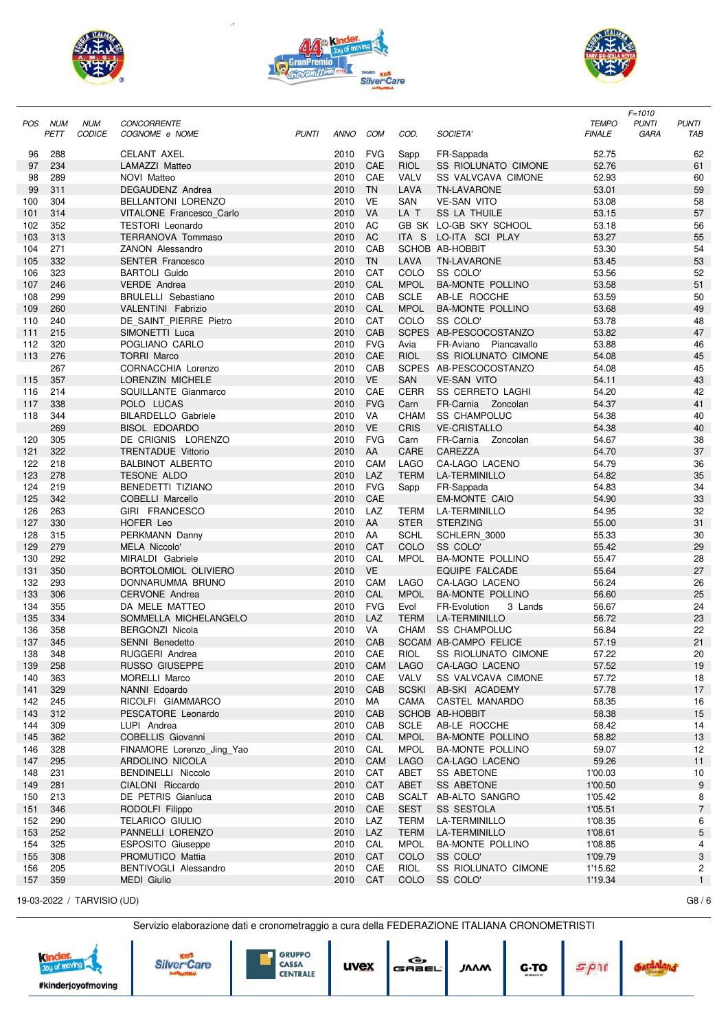| POS | NUM PETT | NUM CODICE | CONCORRENTE COGNOME e NOME | PUNTI | ANNO | COM | COD. | SOCIETA' | TEMPO FINALE | F=1010 PUNTI GARA | PUNTI TAB |
|---|---|---|---|---|---|---|---|---|---|---|---|
| 96 | 288 | | CELANT AXEL | | 2010 | FVG | Sapp | FR-Sappada | 52.75 | | 62 |
| 97 | 234 | | LAMAZZI Matteo | | 2010 | CAE | RIOL | SS RIOLUNATO CIMONE | 52.76 | | 61 |
| 98 | 289 | | NOVI Matteo | | 2010 | CAE | VALV | SS VALVCAVA CIMONE | 52.93 | | 60 |
| 99 | 311 | | DEGAUDENZ Andrea | | 2010 | TN | LAVA | TN-LAVARONE | 53.01 | | 59 |
| 100 | 304 | | BELLANTONI LORENZO | | 2010 | VE | SAN | VE-SAN VITO | 53.08 | | 58 |
| 101 | 314 | | VITALONE Francesco_Carlo | | 2010 | VA | LA T | SS LA THUILE | 53.15 | | 57 |
| 102 | 352 | | TESTORI Leonardo | | 2010 | AC | GB SK | LO-GB SKY SCHOOL | 53.18 | | 56 |
| 103 | 313 | | TERRANOVA Tommaso | | 2010 | AC | ITA S | LO-ITA SCI PLAY | 53.27 | | 55 |
| 104 | 271 | | ZANON Alessandro | | 2010 | CAB | SCHOB | AB-HOBBIT | 53.30 | | 54 |
| 105 | 332 | | SENTER Francesco | | 2010 | TN | LAVA | TN-LAVARONE | 53.45 | | 53 |
| 106 | 323 | | BARTOLI Guido | | 2010 | CAT | COLO | SS COLO' | 53.56 | | 52 |
| 107 | 246 | | VERDE Andrea | | 2010 | CAL | MPOL | BA-MONTE POLLINO | 53.58 | | 51 |
| 108 | 299 | | BRULELLI Sebastiano | | 2010 | CAB | SCLE | AB-LE ROCCHE | 53.59 | | 50 |
| 109 | 260 | | VALENTINI Fabrizio | | 2010 | CAL | MPOL | BA-MONTE POLLINO | 53.68 | | 49 |
| 110 | 240 | | DE_SAINT_PIERRE Pietro | | 2010 | CAT | COLO | SS COLO' | 53.78 | | 48 |
| 111 | 215 | | SIMONETTI Luca | | 2010 | CAB | SCPES | AB-PESCOCOSTANZO | 53.82 | | 47 |
| 112 | 320 | | POGLIANO CARLO | | 2010 | FVG | Avia | FR-Aviano Piancavallo | 53.88 | | 46 |
| 113 | 276 | | TORRI Marco | | 2010 | CAE | RIOL | SS RIOLUNATO CIMONE | 54.08 | | 45 |
| | 267 | | CORNACCHIA Lorenzo | | 2010 | CAB | SCPES | AB-PESCOCOSTANZO | 54.08 | | 45 |
| 115 | 357 | | LORENZIN MICHELE | | 2010 | VE | SAN | VE-SAN VITO | 54.11 | | 43 |
| 116 | 214 | | SQUILLANTE Gianmarco | | 2010 | CAE | CERR | SS CERRETO LAGHI | 54.20 | | 42 |
| 117 | 338 | | POLO LUCAS | | 2010 | FVG | Carn | FR-Carnia Zoncolan | 54.37 | | 41 |
| 118 | 344 | | BILARDELLO Gabriele | | 2010 | VA | CHAM | SS CHAMPOLUC | 54.38 | | 40 |
| | 269 | | BISOL EDOARDO | | 2010 | VE | CRIS | VE-CRISTALLO | 54.38 | | 40 |
| 120 | 305 | | DE CRIGNIS LORENZO | | 2010 | FVG | Carn | FR-Carnia Zoncolan | 54.67 | | 38 |
| 121 | 322 | | TRENTADUE Vittorio | | 2010 | AA | CARE | CAREZZA | 54.70 | | 37 |
| 122 | 218 | | BALBINOT ALBERTO | | 2010 | CAM | LAGO | CA-LAGO LACENO | 54.79 | | 36 |
| 123 | 278 | | TESONE ALDO | | 2010 | LAZ | TERM | LA-TERMINILLO | 54.82 | | 35 |
| 124 | 219 | | BENEDETTI TIZIANO | | 2010 | FVG | Sapp | FR-Sappada | 54.83 | | 34 |
| 125 | 342 | | COBELLI Marcello | | 2010 | CAE | | EM-MONTE CAIO | 54.90 | | 33 |
| 126 | 263 | | GIRI FRANCESCO | | 2010 | LAZ | TERM | LA-TERMINILLO | 54.95 | | 32 |
| 127 | 330 | | HOFER Leo | | 2010 | AA | STER | STERZING | 55.00 | | 31 |
| 128 | 315 | | PERKMANN Danny | | 2010 | AA | SCHL | SCHLERN_3000 | 55.33 | | 30 |
| 129 | 279 | | MELA Niccolo' | | 2010 | CAT | COLO | SS COLO' | 55.42 | | 29 |
| 130 | 292 | | MIRALDI Gabriele | | 2010 | CAL | MPOL | BA-MONTE POLLINO | 55.47 | | 28 |
| 131 | 350 | | BORTOLOMIOL OLIVIERO | | 2010 | VE | | EQUIPE FALCADE | 55.64 | | 27 |
| 132 | 293 | | DONNARUMMA BRUNO | | 2010 | CAM | LAGO | CA-LAGO LACENO | 56.24 | | 26 |
| 133 | 306 | | CERVONE Andrea | | 2010 | CAL | MPOL | BA-MONTE POLLINO | 56.60 | | 25 |
| 134 | 355 | | DA MELE MATTEO | | 2010 | FVG | Evol | FR-Evolution 3 Lands | 56.67 | | 24 |
| 135 | 334 | | SOMMELLA MICHELANGELO | | 2010 | LAZ | TERM | LA-TERMINILLO | 56.72 | | 23 |
| 136 | 358 | | BERGONZI Nicola | | 2010 | VA | CHAM | SS CHAMPOLUC | 56.84 | | 22 |
| 137 | 345 | | SENNI Benedetto | | 2010 | CAB | SCCAM | AB-CAMPO FELICE | 57.19 | | 21 |
| 138 | 348 | | RUGGERI Andrea | | 2010 | CAE | RIOL | SS RIOLUNATO CIMONE | 57.22 | | 20 |
| 139 | 258 | | RUSSO GIUSEPPE | | 2010 | CAM | LAGO | CA-LAGO LACENO | 57.52 | | 19 |
| 140 | 363 | | MORELLI Marco | | 2010 | CAE | VALV | SS VALVCAVA CIMONE | 57.72 | | 18 |
| 141 | 329 | | NANNI Edoardo | | 2010 | CAB | SCSKI | AB-SKI ACADEMY | 57.78 | | 17 |
| 142 | 245 | | RICOLFI GIAMMARCO | | 2010 | MA | CAMA | CASTEL MANARDO | 58.35 | | 16 |
| 143 | 312 | | PESCATORE Leonardo | | 2010 | CAB | SCHOB | AB-HOBBIT | 58.38 | | 15 |
| 144 | 309 | | LUPI Andrea | | 2010 | CAB | SCLE | AB-LE ROCCHE | 58.42 | | 14 |
| 145 | 362 | | COBELLIS Giovanni | | 2010 | CAL | MPOL | BA-MONTE POLLINO | 58.82 | | 13 |
| 146 | 328 | | FINAMORE Lorenzo_Jing_Yao | | 2010 | CAL | MPOL | BA-MONTE POLLINO | 59.07 | | 12 |
| 147 | 295 | | ARDOLINO NICOLA | | 2010 | CAM | LAGO | CA-LAGO LACENO | 59.26 | | 11 |
| 148 | 231 | | BENDINELLI Niccolo | | 2010 | CAT | ABET | SS ABETONE | 1'00.03 | | 10 |
| 149 | 281 | | CIALONI Riccardo | | 2010 | CAT | ABET | SS ABETONE | 1'00.50 | | 9 |
| 150 | 213 | | DE PETRIS Gianluca | | 2010 | CAB | SCALT | AB-ALTO SANGRO | 1'05.42 | | 8 |
| 151 | 346 | | RODOLFI Filippo | | 2010 | CAE | SEST | SS SESTOLA | 1'05.51 | | 7 |
| 152 | 290 | | TELARICO GIULIO | | 2010 | LAZ | TERM | LA-TERMINILLO | 1'08.35 | | 6 |
| 153 | 252 | | PANNELLI LORENZO | | 2010 | LAZ | TERM | LA-TERMINILLO | 1'08.61 | | 5 |
| 154 | 325 | | ESPOSITO Giuseppe | | 2010 | CAL | MPOL | BA-MONTE POLLINO | 1'08.85 | | 4 |
| 155 | 308 | | PROMUTICO Mattia | | 2010 | CAT | COLO | SS COLO' | 1'09.79 | | 3 |
| 156 | 205 | | BENTIVOGLI Alessandro | | 2010 | CAE | RIOL | SS RIOLUNATO CIMONE | 1'15.62 | | 2 |
| 157 | 359 | | MEDI Giulio | | 2010 | CAT | COLO | SS COLO' | 1'19.34 | | 1 |

19-03-2022 / TARVISIO (UD)

Servizio elaborazione dati e cronometraggio a cura della FEDERAZIONE ITALIANA CRONOMETRISTI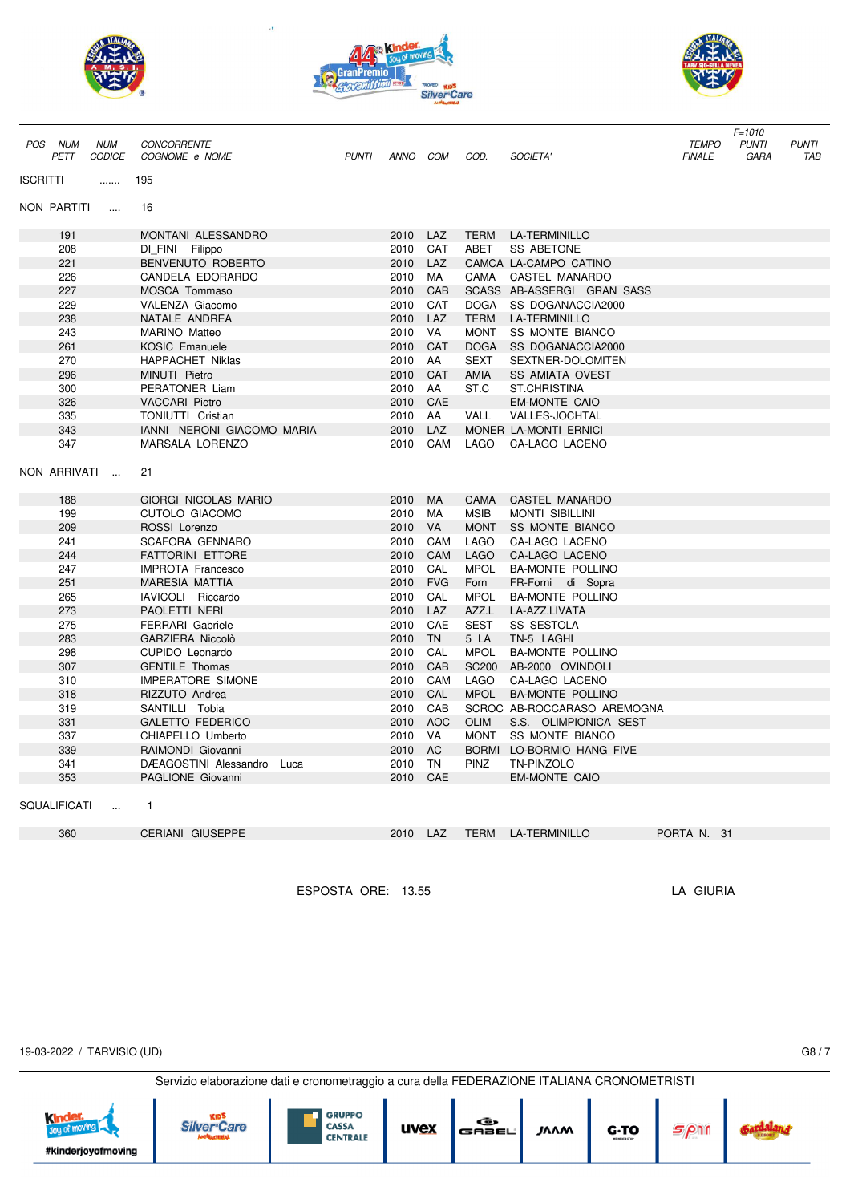| POS | NUM PETT | NUM CODICE | CONCORRENTE COGNOME e NOME | PUNTI | ANNO | COM | COD. | SOCIETA' | TEMPO FINALE | F=1010 PUNTI GARA | PUNTI TAB |
|---|---|---|---|---|---|---|---|---|---|---|---|

ISCRITTI ....... 195

NON PARTITI .... 16

| NUM PETT | CONCORRENTE | ANNO | COM | COD. | SOCIETA' |
|---|---|---|---|---|---|
| 191 | MONTANI ALESSANDRO | 2010 | LAZ | TERM | LA-TERMINILLO |
| 208 | DI_FINI Filippo | 2010 | CAT | ABET | SS ABETONE |
| 221 | BENVENUTO ROBERTO | 2010 | LAZ | CAMCA | LA-CAMPO CATINO |
| 226 | CANDELA EDORARDO | 2010 | MA | CAMA | CASTEL MANARDO |
| 227 | MOSCA Tommaso | 2010 | CAB | SCASS | AB-ASSERGI GRAN SASS |
| 229 | VALENZA Giacomo | 2010 | CAT | DOGA | SS DOGANACCIA2000 |
| 238 | NATALE ANDREA | 2010 | LAZ | TERM | LA-TERMINILLO |
| 243 | MARINO Matteo | 2010 | VA | MONT | SS MONTE BIANCO |
| 261 | KOSIC Emanuele | 2010 | CAT | DOGA | SS DOGANACCIA2000 |
| 270 | HAPPACHET Niklas | 2010 | AA | SEXT | SEXTNER-DOLOMITEN |
| 296 | MINUTI Pietro | 2010 | CAT | AMIA | SS AMIATA OVEST |
| 300 | PERATONER Liam | 2010 | AA | ST.C | ST.CHRISTINA |
| 326 | VACCARI Pietro | 2010 | CAE | | EM-MONTE CAIO |
| 335 | TONIUTTI Cristian | 2010 | AA | VALL | VALLES-JOCHTAL |
| 343 | IANNI NERONI GIACOMO MARIA | 2010 | LAZ | MONER | LA-MONTI ERNICI |
| 347 | MARSALA LORENZO | 2010 | CAM | LAGO | CA-LAGO LACENO |

NON ARRIVATI ... 21

| NUM PETT | CONCORRENTE | ANNO | COM | COD. | SOCIETA' |
|---|---|---|---|---|---|
| 188 | GIORGI NICOLAS MARIO | 2010 | MA | CAMA | CASTEL MANARDO |
| 199 | CUTOLO GIACOMO | 2010 | MA | MSIB | MONTI SIBILLINI |
| 209 | ROSSI Lorenzo | 2010 | VA | MONT | SS MONTE BIANCO |
| 241 | SCAFORA GENNARO | 2010 | CAM | LAGO | CA-LAGO LACENO |
| 244 | FATTORINI ETTORE | 2010 | CAM | LAGO | CA-LAGO LACENO |
| 247 | IMPROTA Francesco | 2010 | CAL | MPOL | BA-MONTE POLLINO |
| 251 | MARESIA MATTIA | 2010 | FVG | Forn | FR-Forni di Sopra |
| 265 | IAVICOLI Riccardo | 2010 | CAL | MPOL | BA-MONTE POLLINO |
| 273 | PAOLETTI NERI | 2010 | LAZ | AZZ.L | LA-AZZ.LIVATA |
| 275 | FERRARI Gabriele | 2010 | CAE | SEST | SS SESTOLA |
| 283 | GARZIERA Niccolò | 2010 | TN | 5 LA | TN-5 LAGHI |
| 298 | CUPIDO Leonardo | 2010 | CAL | MPOL | BA-MONTE POLLINO |
| 307 | GENTILE Thomas | 2010 | CAB | SC200 | AB-2000 OVINDOLI |
| 310 | IMPERATORE SIMONE | 2010 | CAM | LAGO | CA-LAGO LACENO |
| 318 | RIZZUTO Andrea | 2010 | CAL | MPOL | BA-MONTE POLLINO |
| 319 | SANTILLI Tobia | 2010 | CAB | SCROC | AB-ROCCARASO AREMOGNA |
| 331 | GALETTO FEDERICO | 2010 | AOC | OLIM | S.S. OLIMPICA SEST |
| 337 | CHIAPELLO Umberto | 2010 | VA | MONT | SS MONTE BIANCO |
| 339 | RAIMONDI Giovanni | 2010 | AC | BORMI | LO-BORMIO HANG FIVE |
| 341 | DÆAGOSTINI Alessandro Luca | 2010 | TN | PINZ | TN-PINZOLO |
| 353 | PAGLIONE Giovanni | 2010 | CAE | | EM-MONTE CAIO |

SQUALIFICATI ... 1

| NUM PETT | CONCORRENTE | ANNO | COM | COD. | SOCIETA' | |
|---|---|---|---|---|---|---|
| 360 | CERIANI GIUSEPPE | 2010 | LAZ | TERM | LA-TERMINILLO | PORTA N. 31 |

ESPOSTA ORE: 13.55

LA GIURIA

19-03-2022 / TARVISIO (UD)

Servizio elaborazione dati e cronometraggio a cura della FEDERAZIONE ITALIANA CRONOMETRISTI